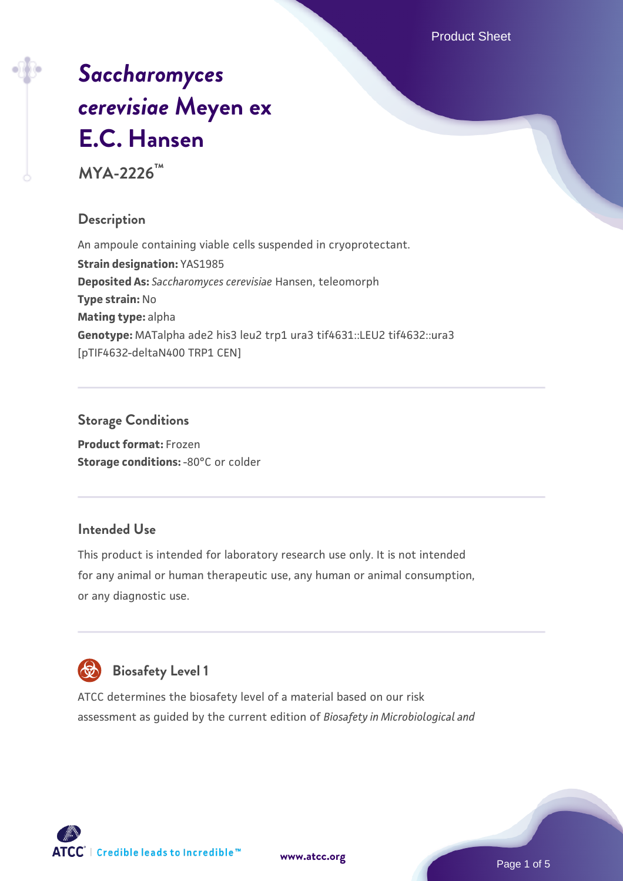# *Saccharomyces cerevisiae* Meyen ex E.C. Hansen

**MYA-2226™**

## Description

An ampoule containing viable cells suspended in cryoprotectant.

**Strain designation:** YAS1985

**Deposited As:** *Saccharomyces cerevisiae* Hansen, teleomorph

**Type strain:** No

**Mating type:** alpha

**Genotype:** MATalpha ade2 his3 leu2 trp1 ura3 tif4631::LEU2 tif4632::ura3 [pTIF4632-deltaN400 TRP1 CEN]

## Storage Conditions

**Product format:** Frozen

**Storage conditions:** -80°C or colder

## Intended Use

This product is intended for laboratory research use only. It is not intended for any animal or human therapeutic use, any human or animal consumption, or any diagnostic use.

## Biosafety Level 1

ATCC determines the biosafety level of a material based on our risk assessment as guided by the current edition of *Biosafety in Microbiological and*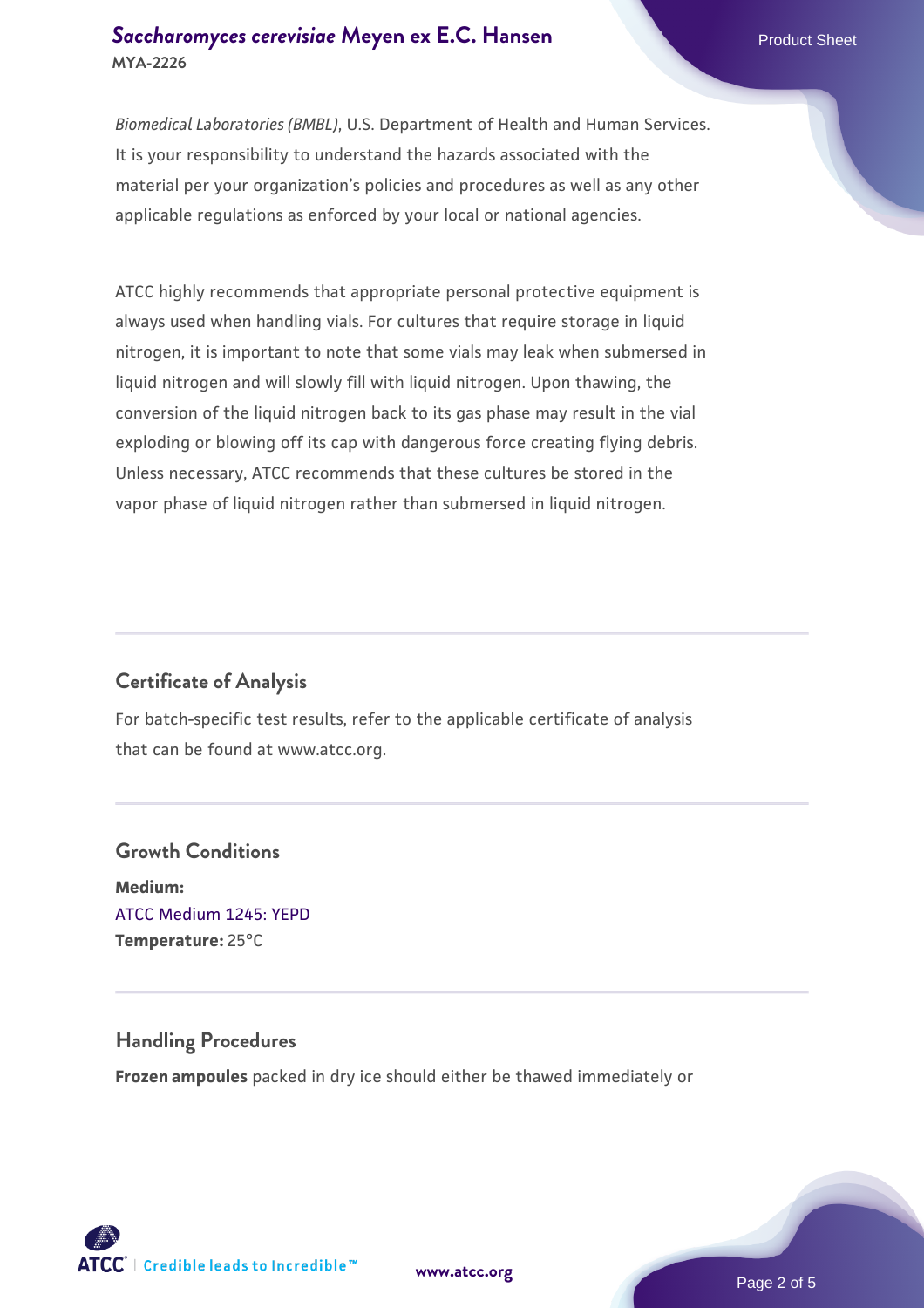*Biomedical Laboratories (BMBL)*, U.S. Department of Health and Human Services. It is your responsibility to understand the hazards associated with the material per your organization's policies and procedures as well as any other applicable regulations as enforced by your local or national agencies.

ATCC highly recommends that appropriate personal protective equipment is always used when handling vials. For cultures that require storage in liquid nitrogen, it is important to note that some vials may leak when submersed in liquid nitrogen and will slowly fill with liquid nitrogen. Upon thawing, the conversion of the liquid nitrogen back to its gas phase may result in the vial exploding or blowing off its cap with dangerous force creating flying debris. Unless necessary, ATCC recommends that these cultures be stored in the vapor phase of liquid nitrogen rather than submersed in liquid nitrogen.

## Certificate of Analysis

For batch-specific test results, refer to the applicable certificate of analysis that can be found at www.atcc.org.

## Growth Conditions

**Medium:**
ATCC Medium 1245: YEPD
**Temperature:** 25°C

## Handling Procedures

**Frozen ampoules** packed in dry ice should either be thawed immediately or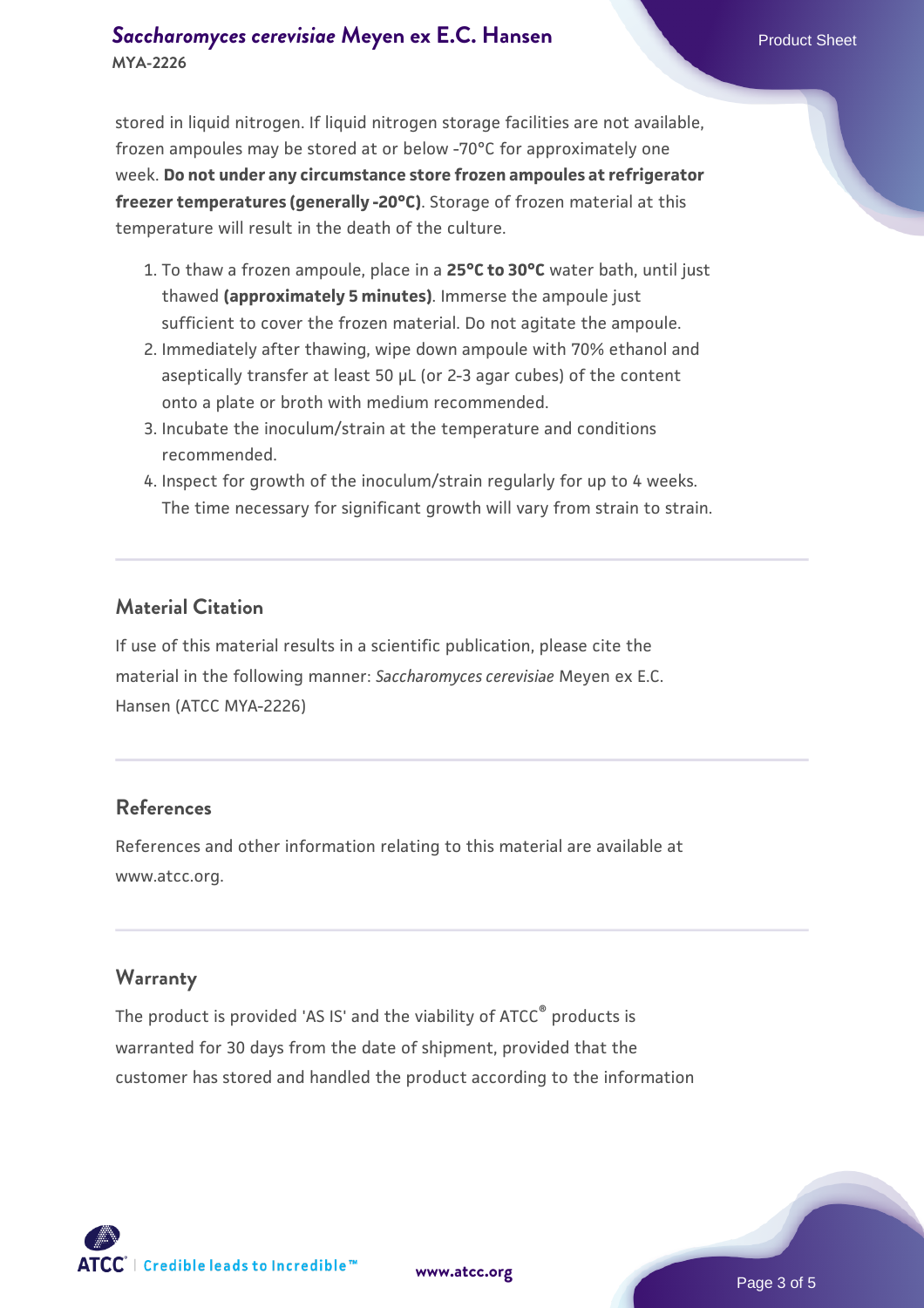stored in liquid nitrogen. If liquid nitrogen storage facilities are not available, frozen ampoules may be stored at or below -70°C for approximately one week. **Do not under any circumstance store frozen ampoules at refrigerator freezer temperatures (generally -20°C)**. Storage of frozen material at this temperature will result in the death of the culture.

1. To thaw a frozen ampoule, place in a **25°C to 30°C** water bath, until just thawed **(approximately 5 minutes)**. Immerse the ampoule just sufficient to cover the frozen material. Do not agitate the ampoule.
2. Immediately after thawing, wipe down ampoule with 70% ethanol and aseptically transfer at least 50 µL (or 2-3 agar cubes) of the content onto a plate or broth with medium recommended.
3. Incubate the inoculum/strain at the temperature and conditions recommended.
4. Inspect for growth of the inoculum/strain regularly for up to 4 weeks. The time necessary for significant growth will vary from strain to strain.

## Material Citation

If use of this material results in a scientific publication, please cite the material in the following manner: *Saccharomyces cerevisiae* Meyen ex E.C. Hansen (ATCC MYA-2226)

## References

References and other information relating to this material are available at www.atcc.org.

## Warranty

The product is provided 'AS IS' and the viability of ATCC® products is warranted for 30 days from the date of shipment, provided that the customer has stored and handled the product according to the information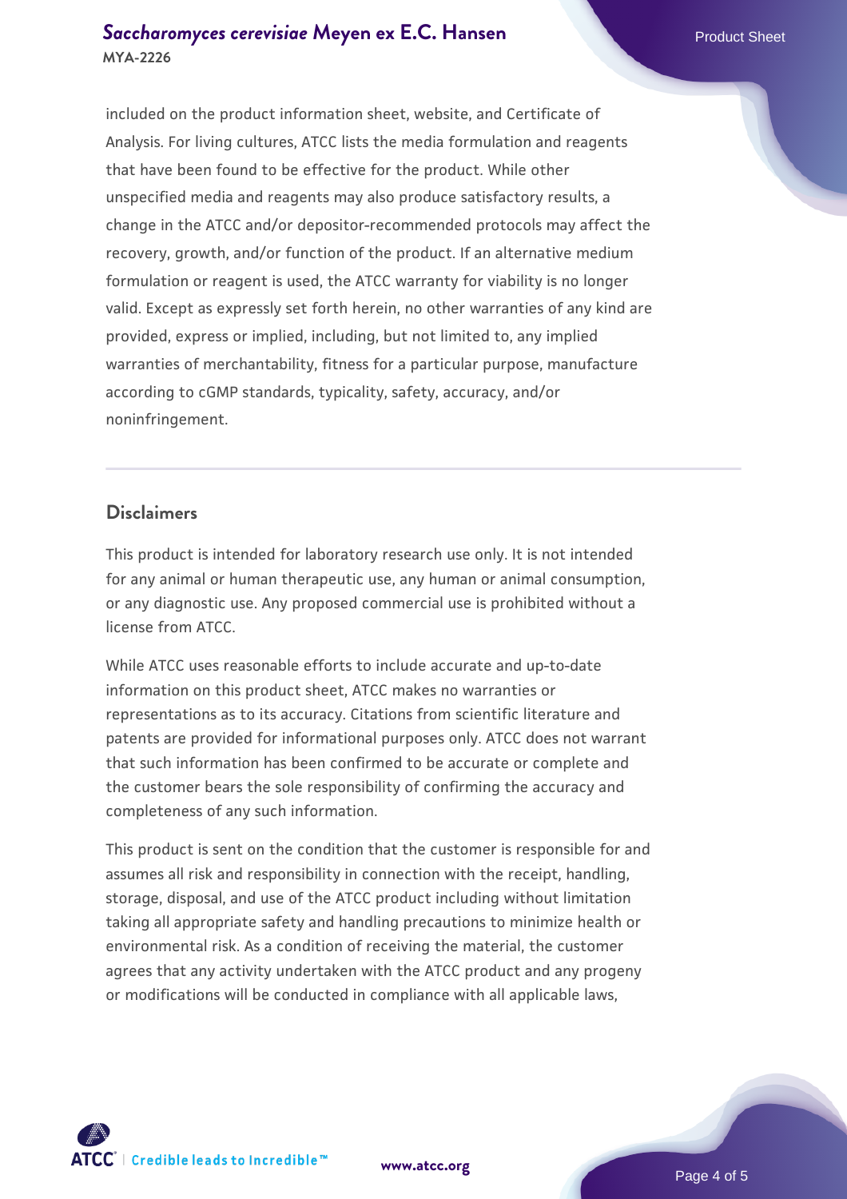included on the product information sheet, website, and Certificate of Analysis. For living cultures, ATCC lists the media formulation and reagents that have been found to be effective for the product. While other unspecified media and reagents may also produce satisfactory results, a change in the ATCC and/or depositor-recommended protocols may affect the recovery, growth, and/or function of the product. If an alternative medium formulation or reagent is used, the ATCC warranty for viability is no longer valid. Except as expressly set forth herein, no other warranties of any kind are provided, express or implied, including, but not limited to, any implied warranties of merchantability, fitness for a particular purpose, manufacture according to cGMP standards, typicality, safety, accuracy, and/or noninfringement.

## Disclaimers

This product is intended for laboratory research use only. It is not intended for any animal or human therapeutic use, any human or animal consumption, or any diagnostic use. Any proposed commercial use is prohibited without a license from ATCC.

While ATCC uses reasonable efforts to include accurate and up-to-date information on this product sheet, ATCC makes no warranties or representations as to its accuracy. Citations from scientific literature and patents are provided for informational purposes only. ATCC does not warrant that such information has been confirmed to be accurate or complete and the customer bears the sole responsibility of confirming the accuracy and completeness of any such information.

This product is sent on the condition that the customer is responsible for and assumes all risk and responsibility in connection with the receipt, handling, storage, disposal, and use of the ATCC product including without limitation taking all appropriate safety and handling precautions to minimize health or environmental risk. As a condition of receiving the material, the customer agrees that any activity undertaken with the ATCC product and any progeny or modifications will be conducted in compliance with all applicable laws,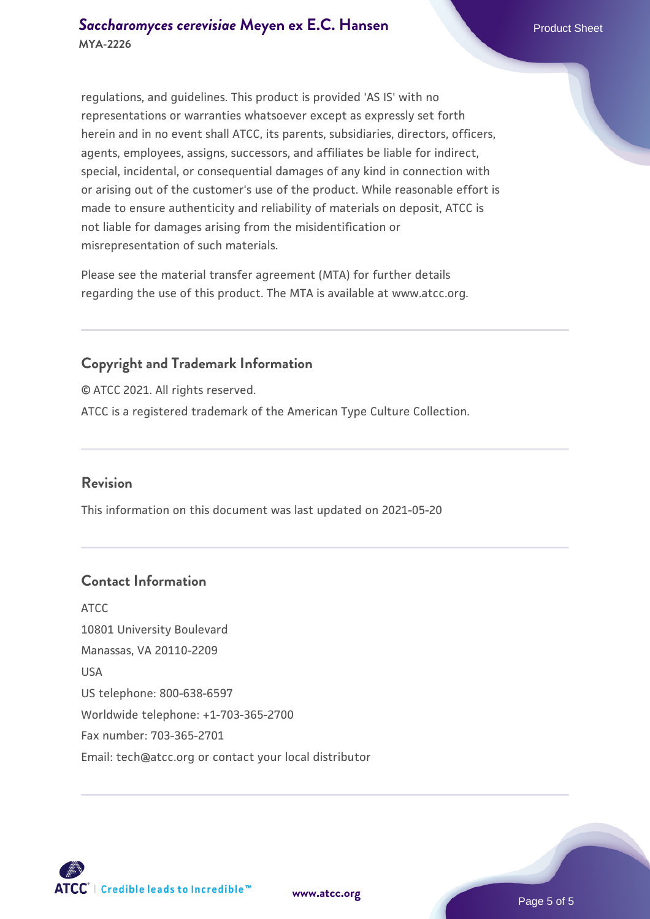regulations, and guidelines. This product is provided 'AS IS' with no representations or warranties whatsoever except as expressly set forth herein and in no event shall ATCC, its parents, subsidiaries, directors, officers, agents, employees, assigns, successors, and affiliates be liable for indirect, special, incidental, or consequential damages of any kind in connection with or arising out of the customer's use of the product. While reasonable effort is made to ensure authenticity and reliability of materials on deposit, ATCC is not liable for damages arising from the misidentification or misrepresentation of such materials.

Please see the material transfer agreement (MTA) for further details regarding the use of this product. The MTA is available at www.atcc.org.

## Copyright and Trademark Information

© ATCC 2021. All rights reserved.

ATCC is a registered trademark of the American Type Culture Collection.

## Revision

This information on this document was last updated on 2021-05-20

## Contact Information

ATCC
10801 University Boulevard
Manassas, VA 20110-2209
USA
US telephone: 800-638-6597
Worldwide telephone: +1-703-365-2700
Fax number: 703-365-2701
Email: tech@atcc.org or contact your local distributor